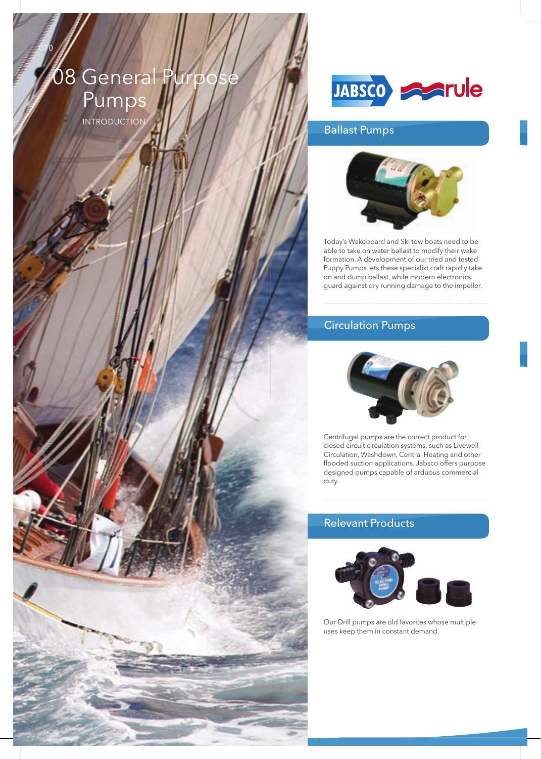# 08 General Purpose Pumps

INTRODUCTION

JABSCO rule

## Ballast Pumps

Today's Wakeboard and Ski tow boats need to be able to take on water ballast to modify their wake formation. A development of our tried and tested Puppy Pumps lets these specialist craft rapidly take on and dump ballast, while modern electronics guard against dry running damage to the impeller.

## Circulation Pumps

Centrifugal pumps are the correct product for closed circuit circulation systems, such as Livewell Circulation, Washdown, Central Heating and other flooded suction applications. Jabsco offers purpose designed pumps capable of arduous commercial duty.

## Relevant Products

Our Drill pumps are old favorites whose multiple uses keep them in constant demand.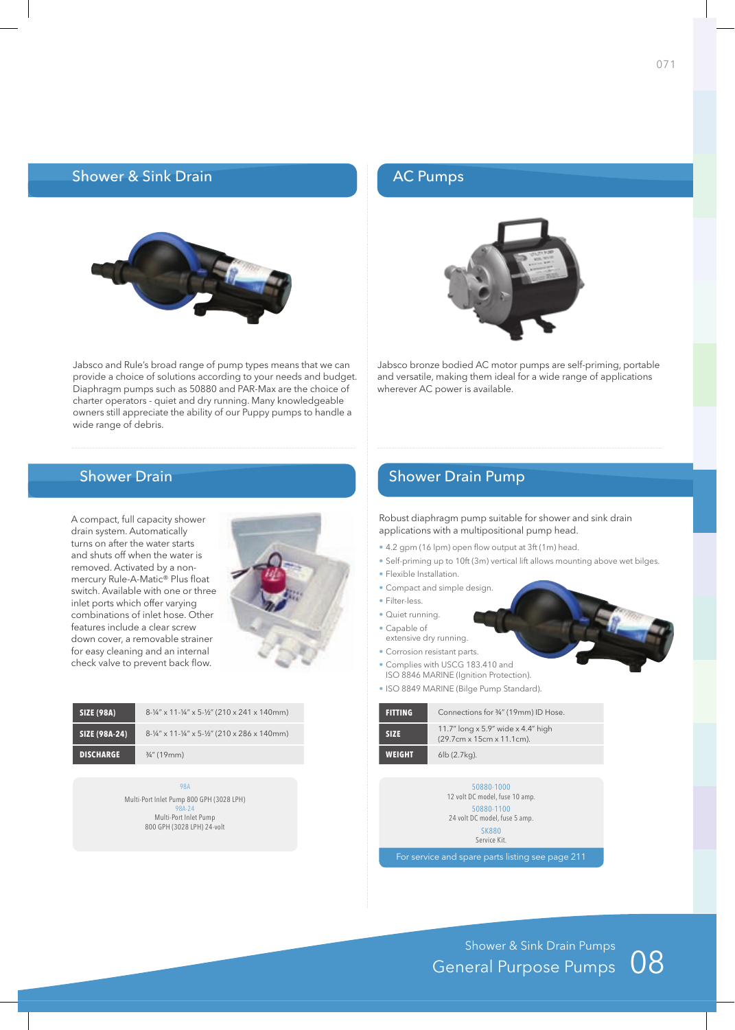## Shower & Sink Drain

Jabsco and Rule's broad range of pump types means that we can provide a choice of solutions according to your needs and budget. Diaphragm pumps such as 50880 and PAR-Max are the choice of charter operators - quiet and dry running. Many knowledgeable owners still appreciate the ability of our Puppy pumps to handle a wide range of debris.

## AC Pumps

Jabsco bronze bodied AC motor pumps are self-priming, portable and versatile, making them ideal for a wide range of applications wherever AC power is available.

## Shower Drain

A compact, full capacity shower drain system. Automatically turns on after the water starts and shuts off when the water is removed. Activated by a non-mercury Rule-A-Matic® Plus float switch. Available with one or three inlet ports which offer varying combinations of inlet hose. Other features include a clear screw down cover, a removable strainer for easy cleaning and an internal check valve to prevent back flow.

| | |
|---|---|
| **SIZE (98A)** | 8-¼" x 11-¼" x 5-½" (210 x 241 x 140mm) |
| **SIZE (98A-24)** | 8-¼" x 11-¼" x 5-½" (210 x 286 x 140mm) |
| **DISCHARGE** | ¾" (19mm) |

98A
Multi-Port Inlet Pump 800 GPH (3028 LPH)
98A-24
Multi-Port Inlet Pump
800 GPH (3028 LPH) 24-volt

## Shower Drain Pump

Robust diaphragm pump suitable for shower and sink drain applications with a multipositional pump head.

- 4.2 gpm (16 lpm) open flow output at 3ft (1m) head.
- Self-priming up to 10ft (3m) vertical lift allows mounting above wet bilges.
- Flexible Installation.
- Compact and simple design.
- Filter-less.
- Quiet running.
- Capable of extensive dry running.
- Corrosion resistant parts.
- Complies with USCG 183.410 and ISO 8846 MARINE (Ignition Protection).
- ISO 8849 MARINE (Bilge Pump Standard).

| | |
|---|---|
| **FITTING** | Connections for ¾" (19mm) ID Hose. |
| **SIZE** | 11.7" long x 5.9" wide x 4.4" high (29.7cm x 15cm x 11.1cm). |
| **WEIGHT** | 6lb (2.7kg). |

50880-1000
12 volt DC model, fuse 10 amp.
50880-1100
24 volt DC model, fuse 5 amp.
SK880
Service Kit.

For service and spare parts listing see page 211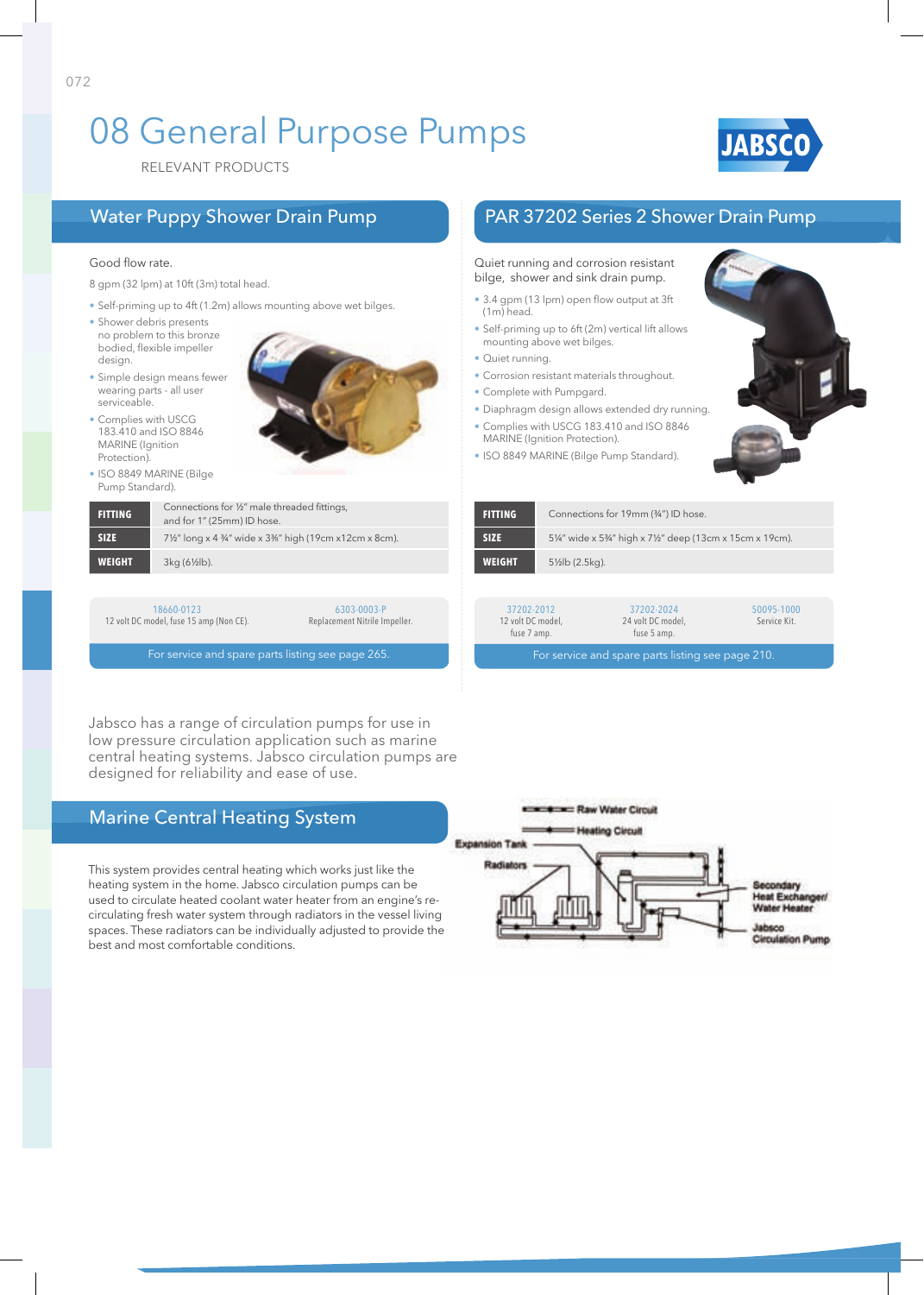# 08 General Purpose Pumps

RELEVANT PRODUCTS

JABSCO

## Water Puppy Shower Drain Pump

Good flow rate.

8 gpm (32 lpm) at 10ft (3m) total head.

- Self-priming up to 4ft (1.2m) allows mounting above wet bilges.
- Shower debris presents no problem to this bronze bodied, flexible impeller design.
- Simple design means fewer wearing parts - all user serviceable.
- Complies with USCG 183.410 and ISO 8846 MARINE (Ignition Protection).
- ISO 8849 MARINE (Bilge Pump Standard).

| | |
|---|---|
| **FITTING** | Connections for ½" male threaded fittings, and for 1" (25mm) ID hose. |
| **SIZE** | 7½" long x 4 ¾" wide x 3⅜" high (19cm x12cm x 8cm). |
| **WEIGHT** | 3kg (6½lb). |

| 18660-0123 | 6303-0003-P |
|---|---|
| 12 volt DC model, fuse 15 amp (Non CE). | Replacement Nitrile Impeller. |

For service and spare parts listing see page 265.

## PAR 37202 Series 2 Shower Drain Pump

Quiet running and corrosion resistant bilge, shower and sink drain pump.

- 3.4 gpm (13 lpm) open flow output at 3ft (1m) head.
- Self-priming up to 6ft (2m) vertical lift allows mounting above wet bilges.
- Quiet running.
- Corrosion resistant materials throughout.
- Complete with Pumpgard.
- Diaphragm design allows extended dry running.
- Complies with USCG 183.410 and ISO 8846 MARINE (Ignition Protection).
- ISO 8849 MARINE (Bilge Pump Standard).

| | |
|---|---|
| **FITTING** | Connections for 19mm (¾") ID hose. |
| **SIZE** | 5¼" wide x 5¾" high x 7½" deep (13cm x 15cm x 19cm). |
| **WEIGHT** | 5½lb (2.5kg). |

| 37202-2012 | 37202-2024 | 50095-1000 |
|---|---|---|
| 12 volt DC model, fuse 7 amp. | 24 volt DC model, fuse 5 amp. | Service Kit. |

For service and spare parts listing see page 210.

Jabsco has a range of circulation pumps for use in low pressure circulation application such as marine central heating systems. Jabsco circulation pumps are designed for reliability and ease of use.

## Marine Central Heating System

This system provides central heating which works just like the heating system in the home. Jabsco circulation pumps can be used to circulate heated coolant water heater from an engine's re-circulating fresh water system through radiators in the vessel living spaces. These radiators can be individually adjusted to provide the best and most comfortable conditions.

Raw Water Circuit
Heating Circuit
Expansion Tank
Radiators
Secondary Heat Exchanger/ Water Heater
Jabsco Circulation Pump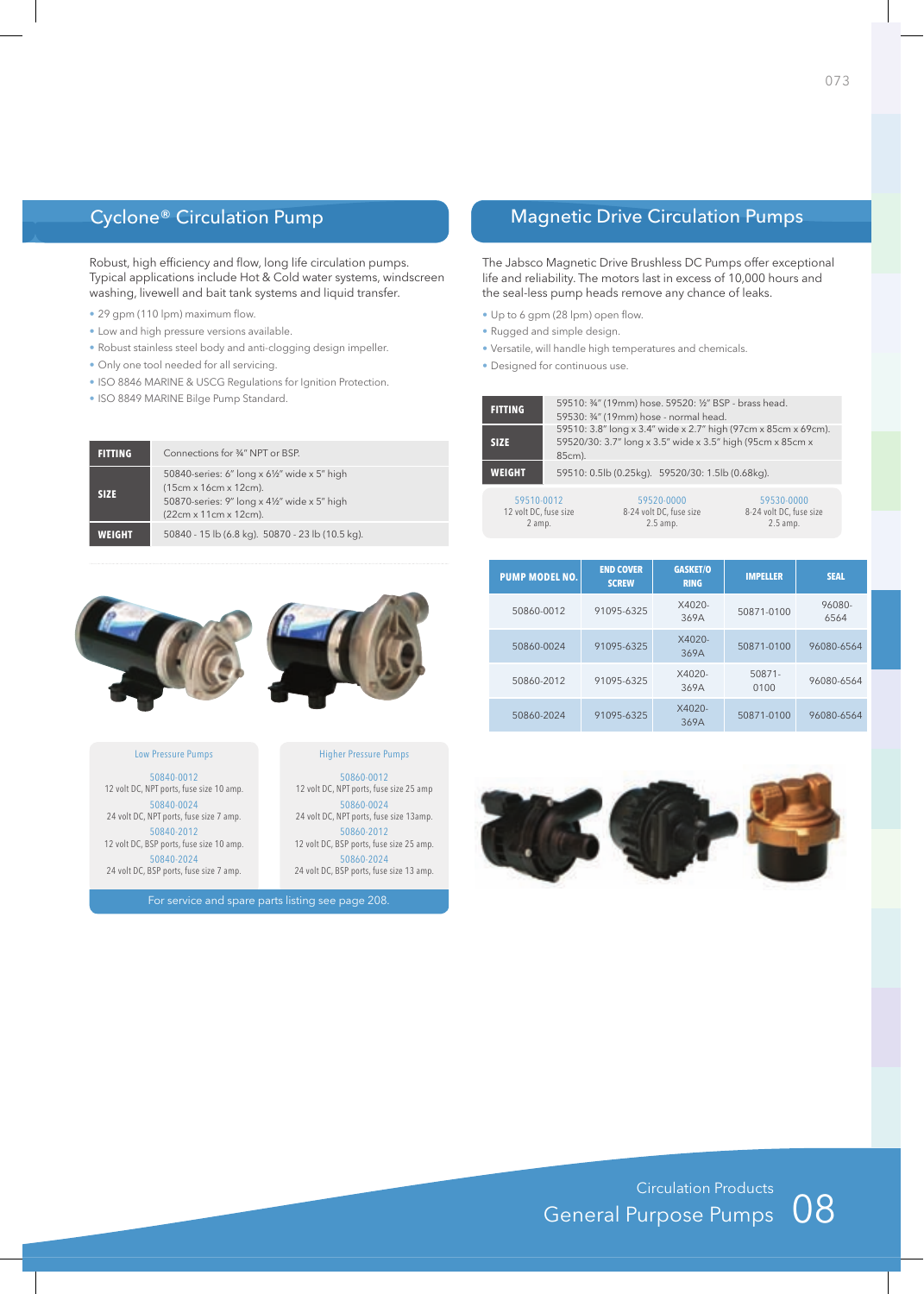## Cyclone® Circulation Pump

Robust, high efficiency and flow, long life circulation pumps. Typical applications include Hot & Cold water systems, windscreen washing, livewell and bait tank systems and liquid transfer.

- 29 gpm (110 lpm) maximum flow.
- Low and high pressure versions available.
- Robust stainless steel body and anti-clogging design impeller.
- Only one tool needed for all servicing.
- ISO 8846 MARINE & USCG Regulations for Ignition Protection.
- ISO 8849 MARINE Bilge Pump Standard.

| | |
|---|---|
| **FITTING** | Connections for ¾" NPT or BSP. |
| **SIZE** | 50840-series: 6" long x 6½" wide x 5" high (15cm x 16cm x 12cm). 50870-series: 9" long x 4½" wide x 5" high (22cm x 11cm x 12cm). |
| **WEIGHT** | 50840 - 15 lb (6.8 kg). 50870 - 23 lb (10.5 kg). |

| Low Pressure Pumps | Higher Pressure Pumps |
|---|---|
| 50840-0012 12 volt DC, NPT ports, fuse size 10 amp. | 50860-0012 12 volt DC, NPT ports, fuse size 25 amp |
| 50840-0024 24 volt DC, NPT ports, fuse size 7 amp. | 50860-0024 24 volt DC, NPT ports, fuse size 13amp. |
| 50840-2012 12 volt DC, BSP ports, fuse size 10 amp. | 50860-2012 12 volt DC, BSP ports, fuse size 25 amp. |
| 50840-2024 24 volt DC, BSP ports, fuse size 7 amp. | 50860-2024 24 volt DC, BSP ports, fuse size 13 amp. |

For service and spare parts listing see page 208.

## Magnetic Drive Circulation Pumps

The Jabsco Magnetic Drive Brushless DC Pumps offer exceptional life and reliability. The motors last in excess of 10,000 hours and the seal-less pump heads remove any chance of leaks.

- Up to 6 gpm (28 lpm) open flow.
- Rugged and simple design.
- Versatile, will handle high temperatures and chemicals.
- Designed for continuous use.

| | |
|---|---|
| **FITTING** | 59510: ¾" (19mm) hose. 59520: ½" BSP - brass head. 59530: ¾" (19mm) hose - normal head. |
| **SIZE** | 59510: 3.8" long x 3.4" wide x 2.7" high (97cm x 85cm x 69cm). 59520/30: 3.7" long x 3.5" wide x 3.5" high (95cm x 85cm x 85cm). |
| **WEIGHT** | 59510: 0.5lb (0.25kg). 59520/30: 1.5lb (0.68kg). |

| 59510-0012 | 59520-0000 | 59530-0000 |
|---|---|---|
| 12 volt DC, fuse size 2 amp. | 8-24 volt DC, fuse size 2.5 amp. | 8-24 volt DC, fuse size 2.5 amp. |

| PUMP MODEL NO. | END COVER SCREW | GASKET/O RING | IMPELLER | SEAL |
|---|---|---|---|---|
| 50860-0012 | 91095-6325 | X4020-369A | 50871-0100 | 96080-6564 |
| 50860-0024 | 91095-6325 | X4020-369A | 50871-0100 | 96080-6564 |
| 50860-2012 | 91095-6325 | X4020-369A | 50871-0100 | 96080-6564 |
| 50860-2024 | 91095-6325 | X4020-369A | 50871-0100 | 96080-6564 |

Circulation Products
General Purpose Pumps 08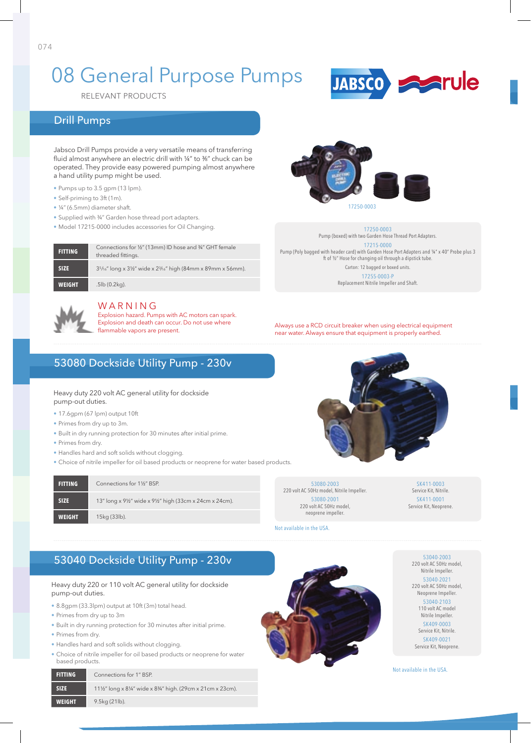# 08 General Purpose Pumps

RELEVANT PRODUCTS

## Drill Pumps

Jabsco Drill Pumps provide a very versatile means of transferring fluid almost anywhere an electric drill with ¼" to ⅜" chuck can be operated. They provide easy powered pumping almost anywhere a hand utility pump might be used.

- Pumps up to 3.5 gpm (13 lpm).
- Self-priming to 3ft (1m).
- ¼" (6.5mm) diameter shaft.
- Supplied with ¾" Garden hose thread port adapters.
- Model 17215-0000 includes accessories for Oil Changing.

| | |
|---|---|
| **FITTING** | Connections for ½" (13mm) ID hose and ¾" GHT female threaded fittings. |
| **SIZE** | 3⁵⁄₁₆" long x 3½" wide x 2³⁄₁₆" high (84mm x 89mm x 56mm). |
| **WEIGHT** | .5lb (0.2kg). |

17250-0003

17250-0003
Pump (boxed) with two Garden Hose Thread Port Adapters.

17215-0000
Pump (Poly bagged with header card) with Garden Hose Port Adapters and ¼" x 40" Probe plus 3 ft of ½" Hose for changing oil through a dipstick tube.

Carton: 12 bagged or boxed units.

17255-0003-P
Replacement Nitrile Impeller and Shaft.

**WARNING**
Explosion hazard. Pumps with AC motors can spark. Explosion and death can occur. Do not use where flammable vapors are present.

Always use a RCD circuit breaker when using electrical equipment near water. Always ensure that equipment is properly earthed.

## 53080 Dockside Utility Pump - 230v

Heavy duty 220 volt AC general utility for dockside pump-out duties.

- 17.6gpm (67 lpm) output 10ft
- Primes from dry up to 3m.
- Built in dry running protection for 30 minutes after initial prime.
- Primes from dry.
- Handles hard and soft solids without clogging.
- Choice of nitrile impeller for oil based products or neoprene for water based products.

| | |
|---|---|
| **FITTING** | Connections for 1½" BSP. |
| **SIZE** | 13" long x 9½" wide x 9½" high (33cm x 24cm x 24cm). |
| **WEIGHT** | 15kg (33lb). |

53080-2003
220 volt AC 50Hz model, Nitrile Impeller.

53080-2001
220 volt AC 50Hz model, neoprene impeller.

SK411-0003
Service Kit, Nitrile.

SK411-0001
Service Kit, Neoprene.

Not available in the USA.

## 53040 Dockside Utility Pump - 230v

Heavy duty 220 or 110 volt AC general utility for dockside pump-out duties.

- 8.8gpm (33.3lpm) output at 10ft (3m) total head.
- Primes from dry up to 3m
- Built in dry running protection for 30 minutes after initial prime.
- Primes from dry.
- Handles hard and soft solids without clogging.
- Choice of nitrile impeller for oil based products or neoprene for water based products.

| | |
|---|---|
| **FITTING** | Connections for 1" BSP. |
| **SIZE** | 11½" long x 8¼" wide x 8¾" high. (29cm x 21cm x 23cm). |
| **WEIGHT** | 9.5kg (21lb). |

53040-2003
220 volt AC 50Hz model, Nitrile Impeller.

53040-2021
220 volt AC 50Hz model, Neoprene Impeller.

53040-2103
110 volt AC model Nitrile Impeller.

SK409-0003
Service Kit, Nitrile.

SK409-0021
Service Kit, Neoprene.

Not available in the USA.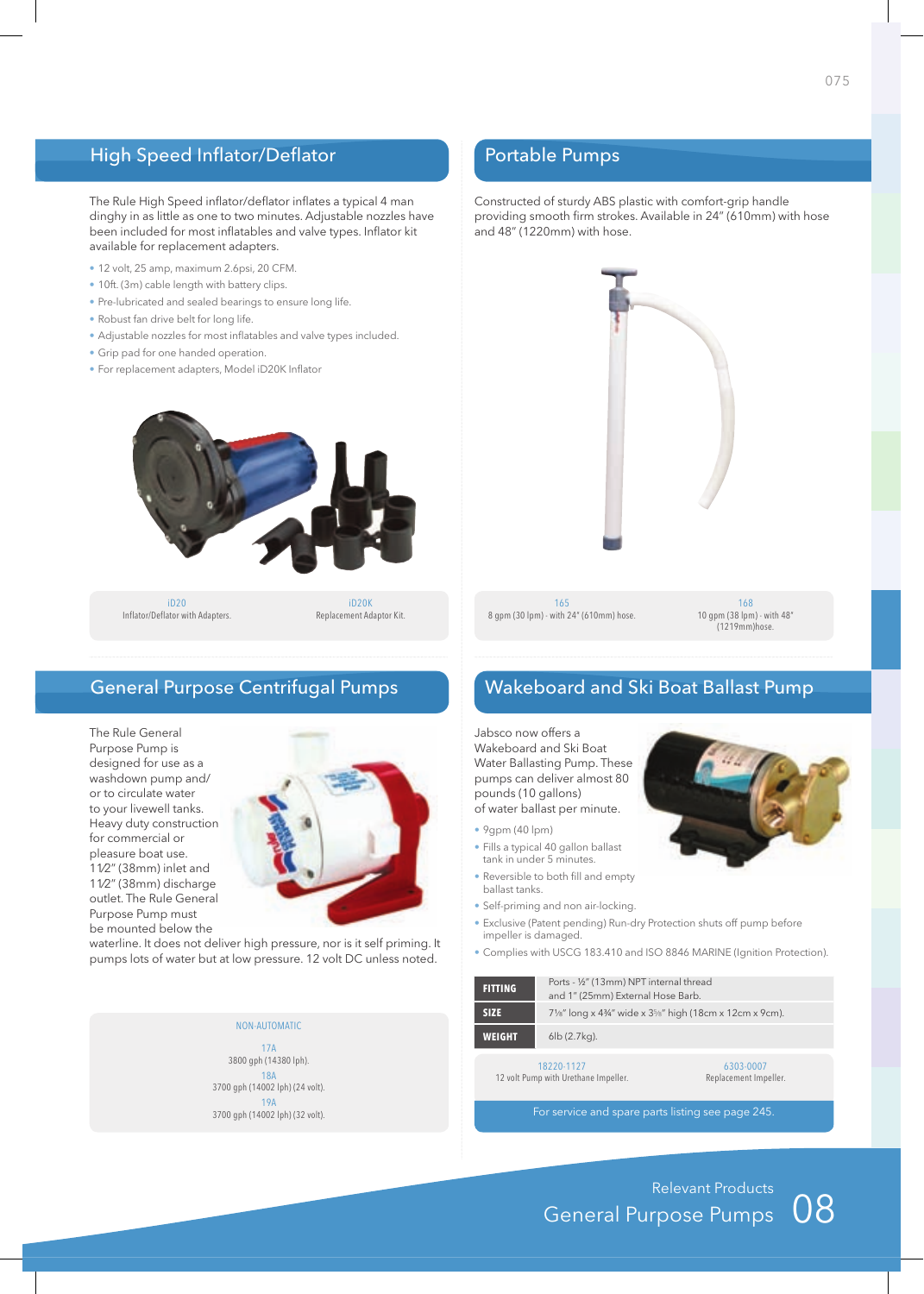## High Speed Inflator/Deflator

The Rule High Speed inflator/deflator inflates a typical 4 man dinghy in as little as one to two minutes. Adjustable nozzles have been included for most inflatables and valve types. Inflator kit available for replacement adapters.

- 12 volt, 25 amp, maximum 2.6psi, 20 CFM.
- 10ft. (3m) cable length with battery clips.
- Pre-lubricated and sealed bearings to ensure long life.
- Robust fan drive belt for long life.
- Adjustable nozzles for most inflatables and valve types included.
- Grip pad for one handed operation.
- For replacement adapters, Model iD20K Inflator

| iD20 | iD20K |
|---|---|
| Inflator/Deflator with Adapters. | Replacement Adaptor Kit. |

## Portable Pumps

Constructed of sturdy ABS plastic with comfort-grip handle providing smooth firm strokes. Available in 24" (610mm) with hose and 48" (1220mm) with hose.

| 165 | 168 |
|---|---|
| 8 gpm (30 lpm) - with 24" (610mm) hose. | 10 gpm (38 lpm) - with 48" (1219mm)hose. |

## General Purpose Centrifugal Pumps

The Rule General Purpose Pump is designed for use as a washdown pump and/ or to circulate water to your livewell tanks. Heavy duty construction for commercial or pleasure boat use. 1 1/2" (38mm) inlet and 1 1/2" (38mm) discharge outlet. The Rule General Purpose Pump must be mounted below the waterline. It does not deliver high pressure, nor is it self priming. It pumps lots of water but at low pressure. 12 volt DC unless noted.

NON-AUTOMATIC

17A
3800 gph (14380 lph).

18A
3700 gph (14002 lph) (24 volt).

19A
3700 gph (14002 lph) (32 volt).

## Wakeboard and Ski Boat Ballast Pump

Jabsco now offers a Wakeboard and Ski Boat Water Ballasting Pump. These pumps can deliver almost 80 pounds (10 gallons) of water ballast per minute.

- 9gpm (40 lpm)
- Fills a typical 40 gallon ballast tank in under 5 minutes.
- Reversible to both fill and empty ballast tanks.
- Self-priming and non air-locking.
- Exclusive (Patent pending) Run-dry Protection shuts off pump before impeller is damaged.
- Complies with USCG 183.410 and ISO 8846 MARINE (Ignition Protection).

| | |
|---|---|
| **FITTING** | Ports - ½" (13mm) NPT internal thread and 1" (25mm) External Hose Barb. |
| **SIZE** | 7⅛" long x 4¾" wide x 3⅝" high (18cm x 12cm x 9cm). |
| **WEIGHT** | 6lb (2.7kg). |

| 18220-1127 | 6303-0007 |
|---|---|
| 12 volt Pump with Urethane Impeller. | Replacement Impeller. |

For service and spare parts listing see page 245.

Relevant Products
General Purpose Pumps 08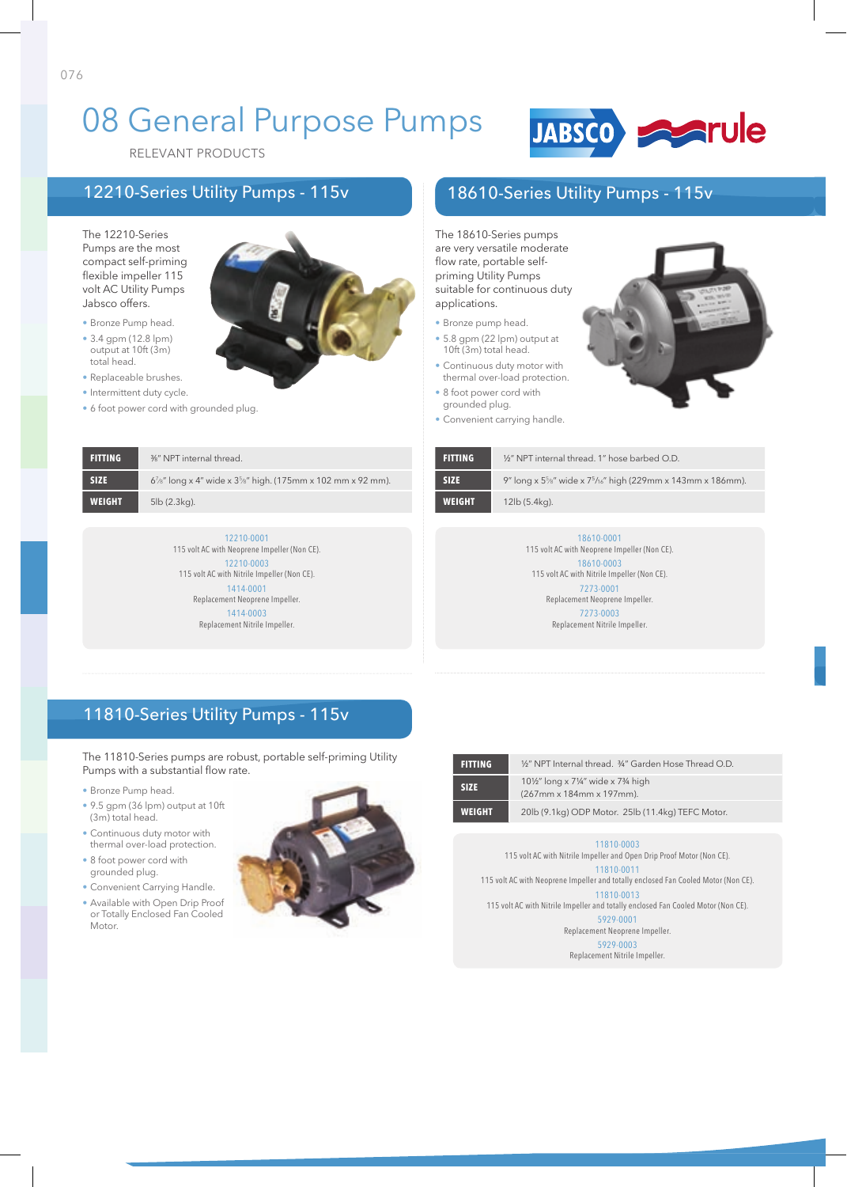# 08 General Purpose Pumps

RELEVANT PRODUCTS

## 12210-Series Utility Pumps - 115v

The 12210-Series Pumps are the most compact self-priming flexible impeller 115 volt AC Utility Pumps Jabsco offers.

- Bronze Pump head.
- 3.4 gpm (12.8 lpm) output at 10ft (3m) total head.
- Replaceable brushes.
- Intermittent duty cycle.
- 6 foot power cord with grounded plug.

| FITTING | ⅜" NPT internal thread. |
|---|---|
| SIZE | 6⁷⁄₈" long x 4" wide x 3⁵⁄₈" high. (175mm x 102 mm x 92 mm). |
| WEIGHT | 5lb (2.3kg). |

12210-0001
115 volt AC with Neoprene Impeller (Non CE).

12210-0003
115 volt AC with Nitrile Impeller (Non CE).

1414-0001
Replacement Neoprene Impeller.

1414-0003
Replacement Nitrile Impeller.

## 18610-Series Utility Pumps - 115v

The 18610-Series pumps are very versatile moderate flow rate, portable self-priming Utility Pumps suitable for continuous duty applications.

- Bronze pump head.
- 5.8 gpm (22 lpm) output at 10ft (3m) total head.
- Continuous duty motor with thermal over-load protection.
- 8 foot power cord with grounded plug.
- Convenient carrying handle.

| FITTING | ½" NPT internal thread. 1" hose barbed O.D. |
|---|---|
| SIZE | 9" long x 5⅝" wide x 7⁵⁄₁₆" high (229mm x 143mm x 186mm). |
| WEIGHT | 12lb (5.4kg). |

18610-0001
115 volt AC with Neoprene Impeller (Non CE).

18610-0003
115 volt AC with Nitrile Impeller (Non CE).

7273-0001
Replacement Neoprene Impeller.

7273-0003
Replacement Nitrile Impeller.

## 11810-Series Utility Pumps - 115v

The 11810-Series pumps are robust, portable self-priming Utility Pumps with a substantial flow rate.

- Bronze Pump head.
- 9.5 gpm (36 lpm) output at 10ft (3m) total head.
- Continuous duty motor with thermal over-load protection.
- 8 foot power cord with grounded plug.
- Convenient Carrying Handle.
- Available with Open Drip Proof or Totally Enclosed Fan Cooled Motor.

| FITTING | ½" NPT Internal thread. ¾" Garden Hose Thread O.D. |
|---|---|
| SIZE | 10½" long x 7¼" wide x 7¾ high (267mm x 184mm x 197mm). |
| WEIGHT | 20lb (9.1kg) ODP Motor. 25lb (11.4kg) TEFC Motor. |

11810-0003
115 volt AC with Nitrile Impeller and Open Drip Proof Motor (Non CE).

11810-0011
115 volt AC with Neoprene Impeller and totally enclosed Fan Cooled Motor (Non CE).

11810-0013
115 volt AC with Nitrile Impeller and totally enclosed Fan Cooled Motor (Non CE).

5929-0001
Replacement Neoprene Impeller.

5929-0003
Replacement Nitrile Impeller.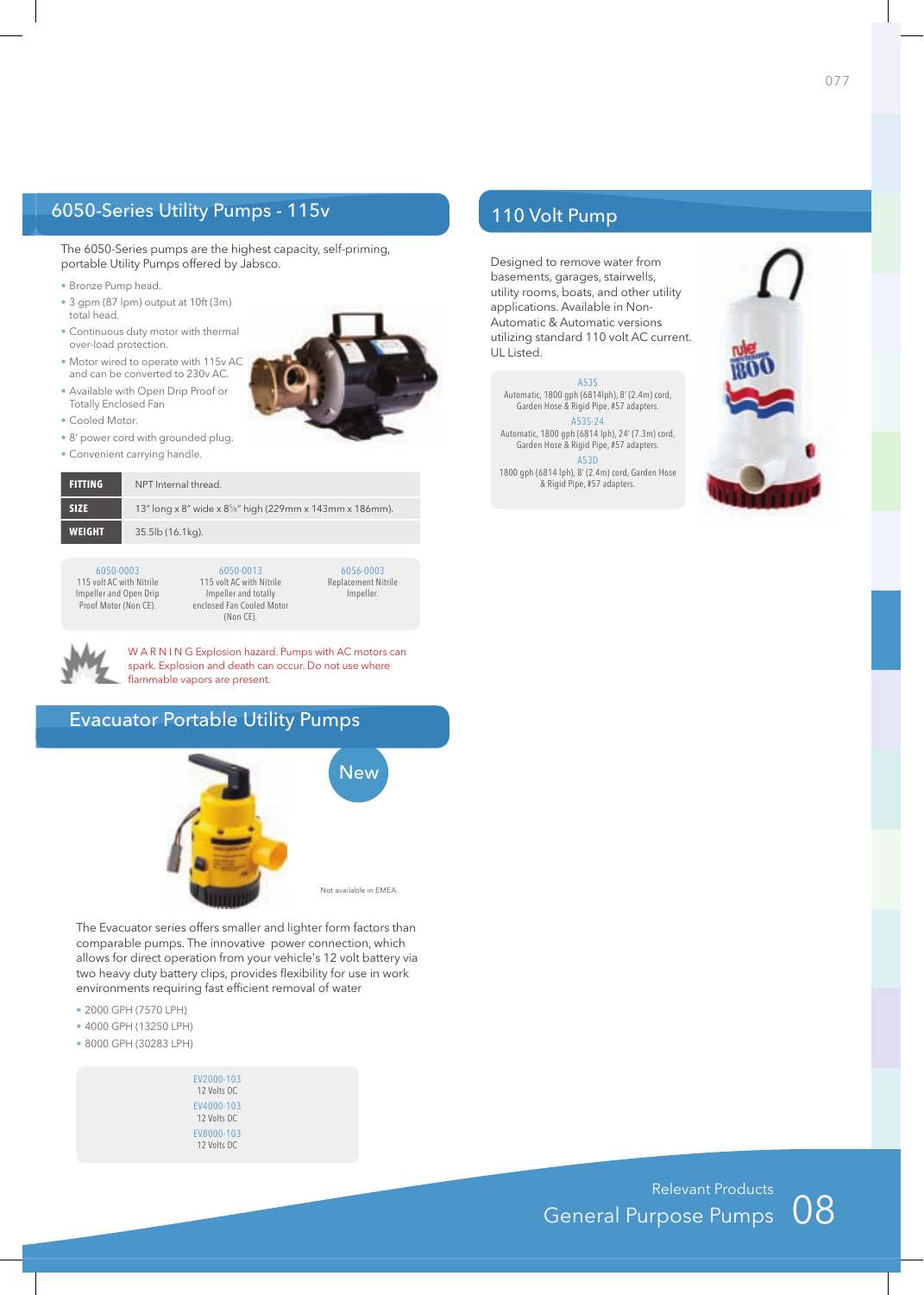## 6050-Series Utility Pumps - 115v

The 6050-Series pumps are the highest capacity, self-priming, portable Utility Pumps offered by Jabsco.

- Bronze Pump head.
- 3 gpm (87 lpm) output at 10ft (3m) total head.
- Continuous duty motor with thermal over-load protection.
- Motor wired to operate with 115v AC and can be converted to 230v AC.
- Available with Open Drip Proof or Totally Enclosed Fan
- Cooled Motor.
- 8' power cord with grounded plug.
- Convenient carrying handle.

| | |
|---|---|
| **FITTING** | NPT Internal thread. |
| **SIZE** | 13" long x 8" wide x 8⅝" high (229mm x 143mm x 186mm). |
| **WEIGHT** | 35.5lb (16.1kg). |

| 6050-0003 | 6050-0013 | 6056-0003 |
|---|---|---|
| 115 volt AC with Nitrile Impeller and Open Drip Proof Motor (Non CE). | 115 volt AC with Nitrile Impeller and totally enclosed Fan Cooled Motor (Non CE). | Replacement Nitrile Impeller. |

WARNING Explosion hazard. Pumps with AC motors can spark. Explosion and death can occur. Do not use where flammable vapors are present.

## Evacuator Portable Utility Pumps

New

Not available in EMEA.

The Evacuator series offers smaller and lighter form factors than comparable pumps. The innovative power connection, which allows for direct operation from your vehicle's 12 volt battery via two heavy duty battery clips, provides flexibility for use in work environments requiring fast efficient removal of water

- 2000 GPH (7570 LPH)
- 4000 GPH (13250 LPH)
- 8000 GPH (30283 LPH)

EV2000-103
12 Volts DC

EV4000-103
12 Volts DC

EV8000-103
12 Volts DC

## 110 Volt Pump

Designed to remove water from basements, garages, stairwells, utility rooms, boats, and other utility applications. Available in Non-Automatic & Automatic versions utilizing standard 110 volt AC current. UL Listed.

A53S
Automatic, 1800 gph (6814lph), 8' (2.4m) cord, Garden Hose & Rigid Pipe, #57 adapters.

A53S-24
Automatic, 1800 gph (6814 lph), 24' (7.3m) cord, Garden Hose & Rigid Pipe, #57 adapters.

A53D
1800 gph (6814 lph), 8' (2.4m) cord, Garden Hose & Rigid Pipe, #57 adapters.

Relevant Products
General Purpose Pumps 08